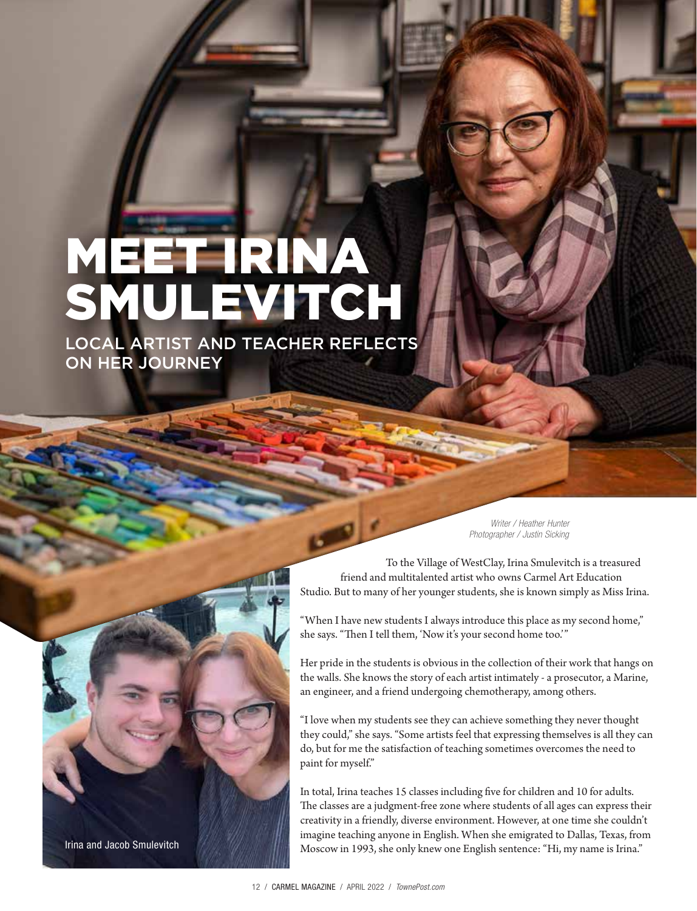# MEET IRINA SMULEVITCH

## LOCAL ARTIST AND TEACHER REFLECTS ON HER JOURNEY

*Writer / Heather Hunter*
*Photographer / Justin Sicking*

To the Village of WestClay, Irina Smulevitch is a treasured friend and multitalented artist who owns Carmel Art Education Studio. But to many of her younger students, she is known simply as Miss Irina.

"When I have new students I always introduce this place as my second home," she says. "Then I tell them, 'Now it's your second home too.'"

Her pride in the students is obvious in the collection of their work that hangs on the walls. She knows the story of each artist intimately - a prosecutor, a Marine, an engineer, and a friend undergoing chemotherapy, among others.

"I love when my students see they can achieve something they never thought they could," she says. "Some artists feel that expressing themselves is all they can do, but for me the satisfaction of teaching sometimes overcomes the need to paint for myself."

In total, Irina teaches 15 classes including five for children and 10 for adults. The classes are a judgment-free zone where students of all ages can express their creativity in a friendly, diverse environment. However, at one time she couldn't imagine teaching anyone in English. When she emigrated to Dallas, Texas, from Moscow in 1993, she only knew one English sentence: "Hi, my name is Irina."

Irina and Jacob Smulevitch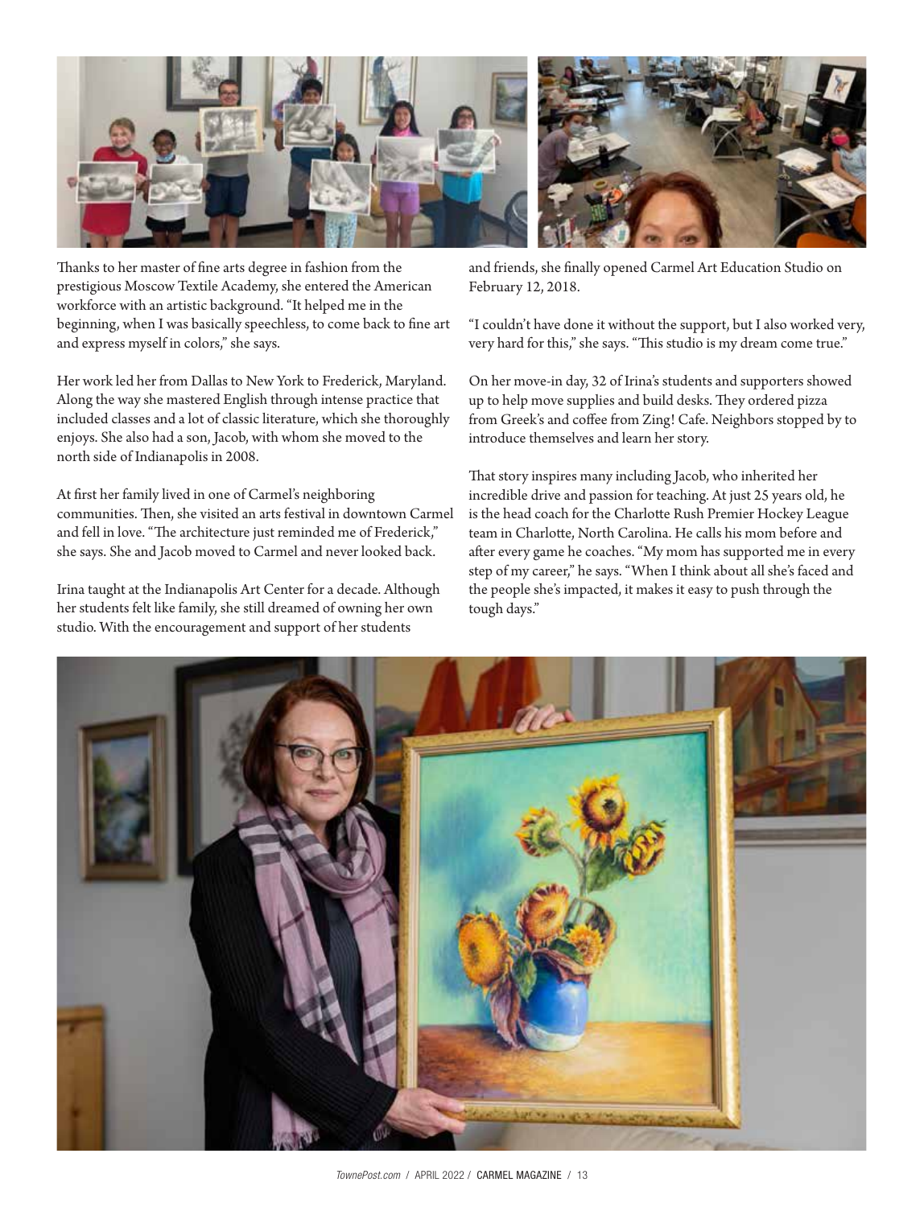Thanks to her master of fine arts degree in fashion from the prestigious Moscow Textile Academy, she entered the American workforce with an artistic background. "It helped me in the beginning, when I was basically speechless, to come back to fine art and express myself in colors," she says.

Her work led her from Dallas to New York to Frederick, Maryland. Along the way she mastered English through intense practice that included classes and a lot of classic literature, which she thoroughly enjoys. She also had a son, Jacob, with whom she moved to the north side of Indianapolis in 2008.

At first her family lived in one of Carmel's neighboring communities. Then, she visited an arts festival in downtown Carmel and fell in love. "The architecture just reminded me of Frederick," she says. She and Jacob moved to Carmel and never looked back.

Irina taught at the Indianapolis Art Center for a decade. Although her students felt like family, she still dreamed of owning her own studio. With the encouragement and support of her students and friends, she finally opened Carmel Art Education Studio on February 12, 2018.

"I couldn't have done it without the support, but I also worked very, very hard for this," she says. "This studio is my dream come true."

On her move-in day, 32 of Irina's students and supporters showed up to help move supplies and build desks. They ordered pizza from Greek's and coffee from Zing! Cafe. Neighbors stopped by to introduce themselves and learn her story.

That story inspires many including Jacob, who inherited her incredible drive and passion for teaching. At just 25 years old, he is the head coach for the Charlotte Rush Premier Hockey League team in Charlotte, North Carolina. He calls his mom before and after every game he coaches. "My mom has supported me in every step of my career," he says. "When I think about all she's faced and the people she's impacted, it makes it easy to push through the tough days."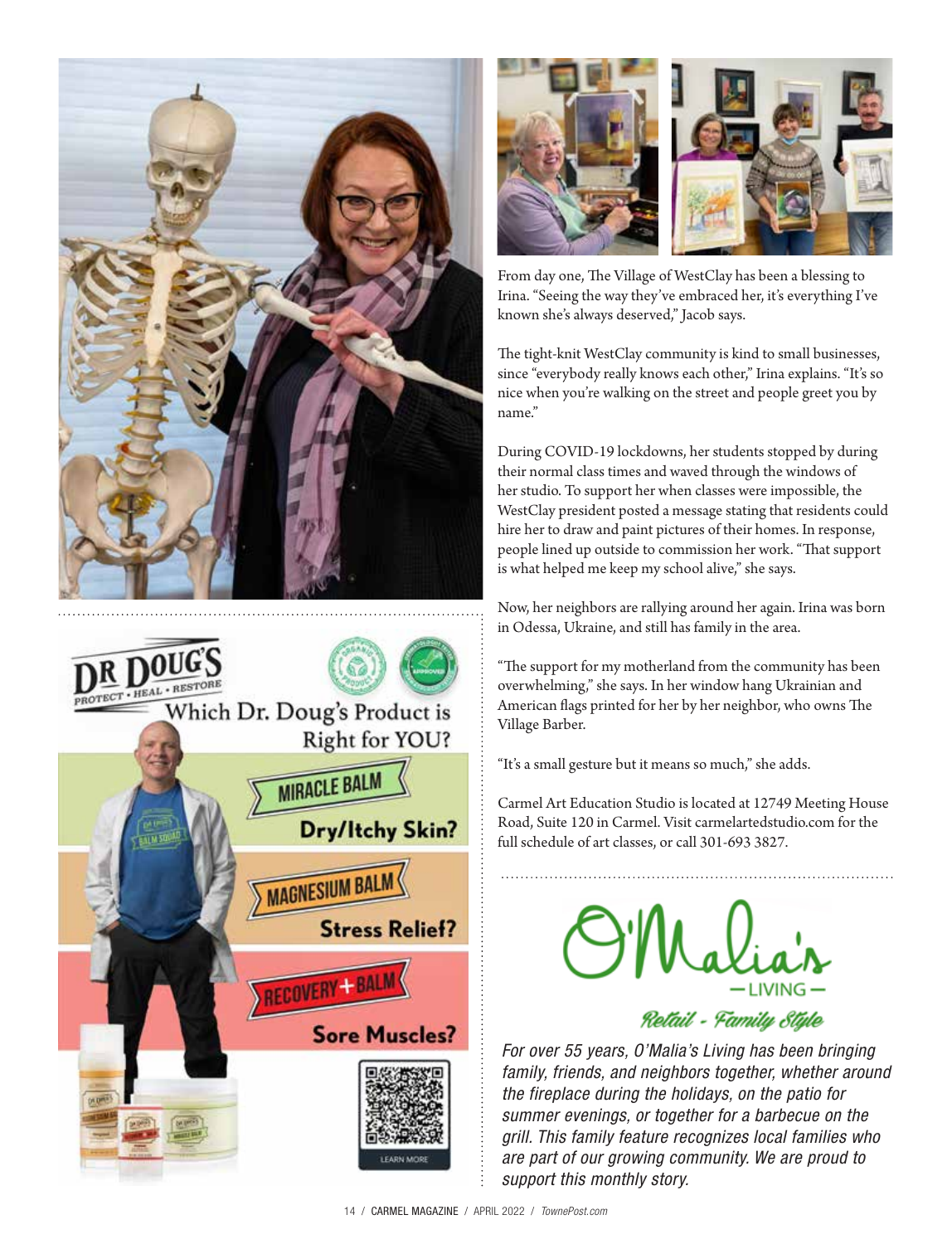From day one, The Village of WestClay has been a blessing to Irina. "Seeing the way they've embraced her, it's everything I've known she's always deserved," Jacob says.

The tight-knit WestClay community is kind to small businesses, since "everybody really knows each other," Irina explains. "It's so nice when you're walking on the street and people greet you by name."

During COVID-19 lockdowns, her students stopped by during their normal class times and waved through the windows of her studio. To support her when classes were impossible, the WestClay president posted a message stating that residents could hire her to draw and paint pictures of their homes. In response, people lined up outside to commission her work. "That support is what helped me keep my school alive," she says.

Now, her neighbors are rallying around her again. Irina was born in Odessa, Ukraine, and still has family in the area.

"The support for my motherland from the community has been overwhelming," she says. In her window hang Ukrainian and American flags printed for her by her neighbor, who owns The Village Barber.

"It's a small gesture but it means so much," she adds.

Carmel Art Education Studio is located at 12749 Meeting House Road, Suite 120 in Carmel. Visit carmelartedstudio.com for the full schedule of art classes, or call 301-693 3827.

---

**DR DOUG'S**
PROTECT • HEAL • RESTORE

Which Dr. Doug's Product is Right for YOU?

MIRACLE BALM — **Dry/Itchy Skin?**

MAGNESIUM BALM — **Stress Relief?**

RECOVERY+BALM — **Sore Muscles?**

LEARN MORE

---

**O'Malia's — LIVING —**

*Retail - Family Style*

*For over 55 years, O'Malia's Living has been bringing family, friends, and neighbors together, whether around the fireplace during the holidays, on the patio for summer evenings, or together for a barbecue on the grill. This family feature recognizes local families who are part of our growing community. We are proud to support this monthly story.*